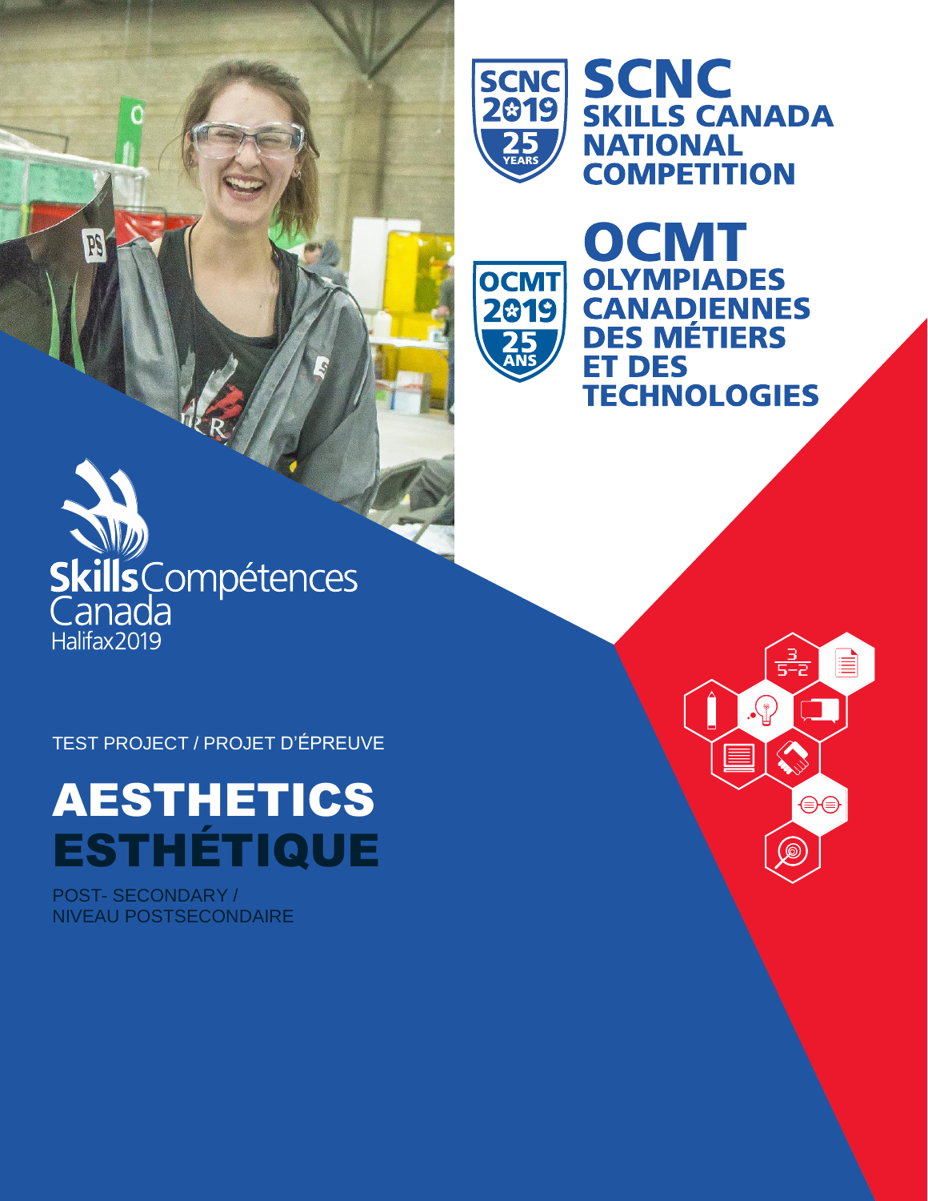# SCNC
## SKILLS CANADA NATIONAL COMPETITION

# OCMT
## OLYMPIADES CANADIENNES DES MÉTIERS ET DES TECHNOLOGIES

Skills Compétences Canada
Halifax2019

TEST PROJECT / PROJET D'ÉPREUVE

# AESTHETICS
# ESTHÉTIQUE

POST- SECONDARY /
NIVEAU POSTSECONDAIRE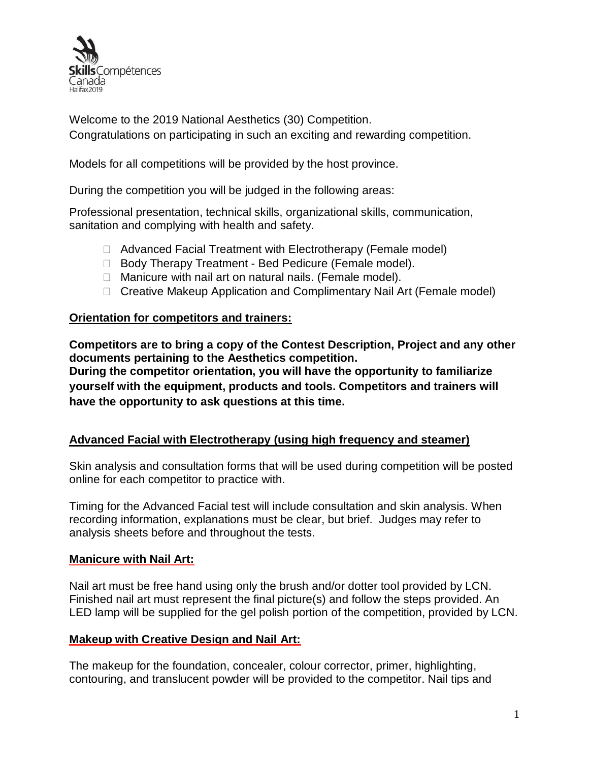Welcome to the 2019 National Aesthetics (30) Competition.
Congratulations on participating in such an exciting and rewarding competition.

Models for all competitions will be provided by the host province.

During the competition you will be judged in the following areas:

Professional presentation, technical skills, organizational skills, communication, sanitation and complying with health and safety.

- Advanced Facial Treatment with Electrotherapy (Female model)
- Body Therapy Treatment - Bed Pedicure (Female model).
- Manicure with nail art on natural nails. (Female model).
- Creative Makeup Application and Complimentary Nail Art (Female model)

## Orientation for competitors and trainers:

**Competitors are to bring a copy of the Contest Description, Project and any other documents pertaining to the Aesthetics competition.**
**During the competitor orientation, you will have the opportunity to familiarize yourself with the equipment, products and tools. Competitors and trainers will have the opportunity to ask questions at this time.**

## Advanced Facial with Electrotherapy (using high frequency and steamer)

Skin analysis and consultation forms that will be used during competition will be posted online for each competitor to practice with.

Timing for the Advanced Facial test will include consultation and skin analysis. When recording information, explanations must be clear, but brief. Judges may refer to analysis sheets before and throughout the tests.

## Manicure with Nail Art:

Nail art must be free hand using only the brush and/or dotter tool provided by LCN. Finished nail art must represent the final picture(s) and follow the steps provided. An LED lamp will be supplied for the gel polish portion of the competition, provided by LCN.

## Makeup with Creative Design and Nail Art:

The makeup for the foundation, concealer, colour corrector, primer, highlighting, contouring, and translucent powder will be provided to the competitor. Nail tips and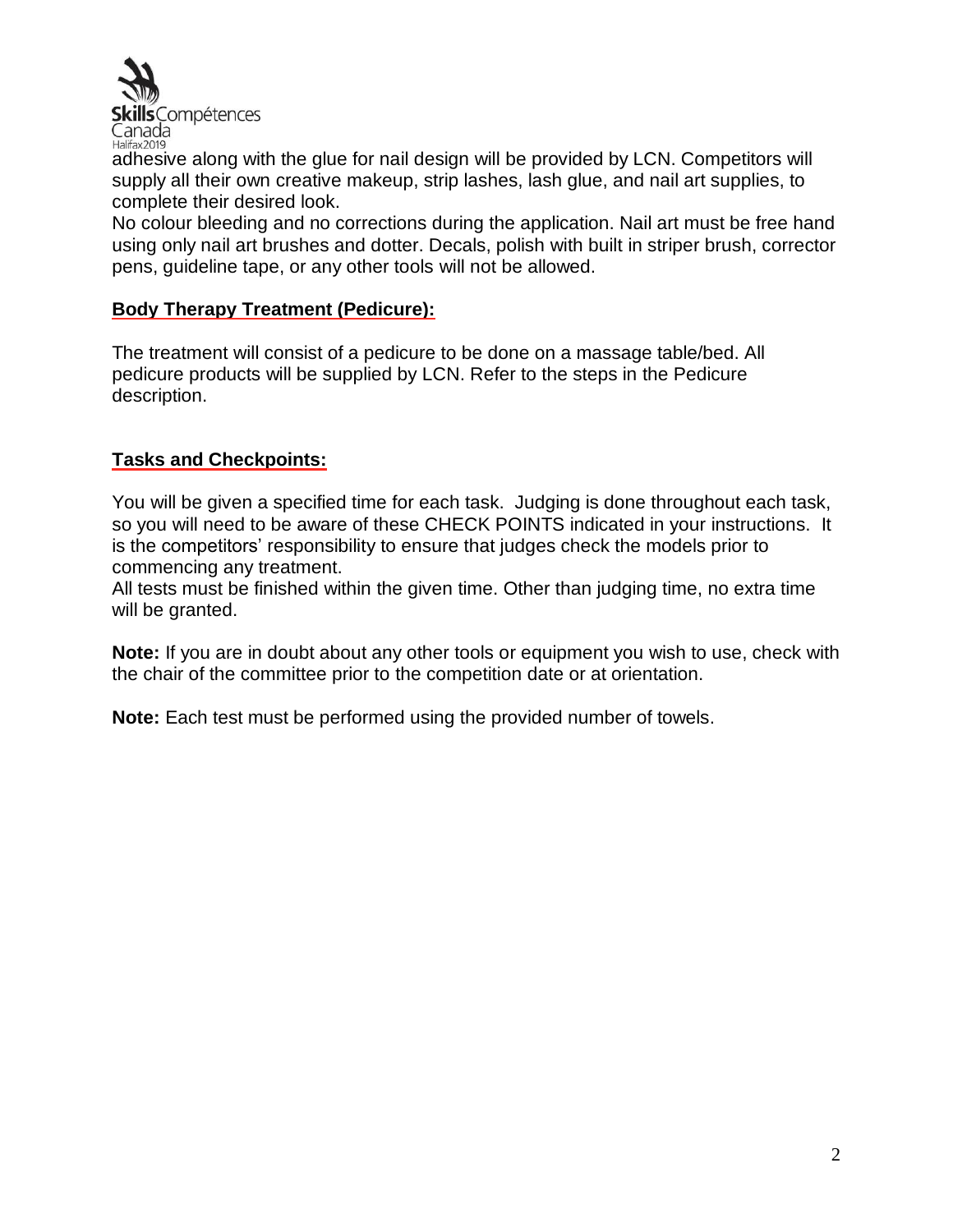adhesive along with the glue for nail design will be provided by LCN. Competitors will supply all their own creative makeup, strip lashes, lash glue, and nail art supplies, to complete their desired look.

No colour bleeding and no corrections during the application. Nail art must be free hand using only nail art brushes and dotter. Decals, polish with built in striper brush, corrector pens, guideline tape, or any other tools will not be allowed.

## Body Therapy Treatment (Pedicure):

The treatment will consist of a pedicure to be done on a massage table/bed. All pedicure products will be supplied by LCN. Refer to the steps in the Pedicure description.

## Tasks and Checkpoints:

You will be given a specified time for each task. Judging is done throughout each task, so you will need to be aware of these CHECK POINTS indicated in your instructions. It is the competitors' responsibility to ensure that judges check the models prior to commencing any treatment.

All tests must be finished within the given time. Other than judging time, no extra time will be granted.

**Note:** If you are in doubt about any other tools or equipment you wish to use, check with the chair of the committee prior to the competition date or at orientation.

**Note:** Each test must be performed using the provided number of towels.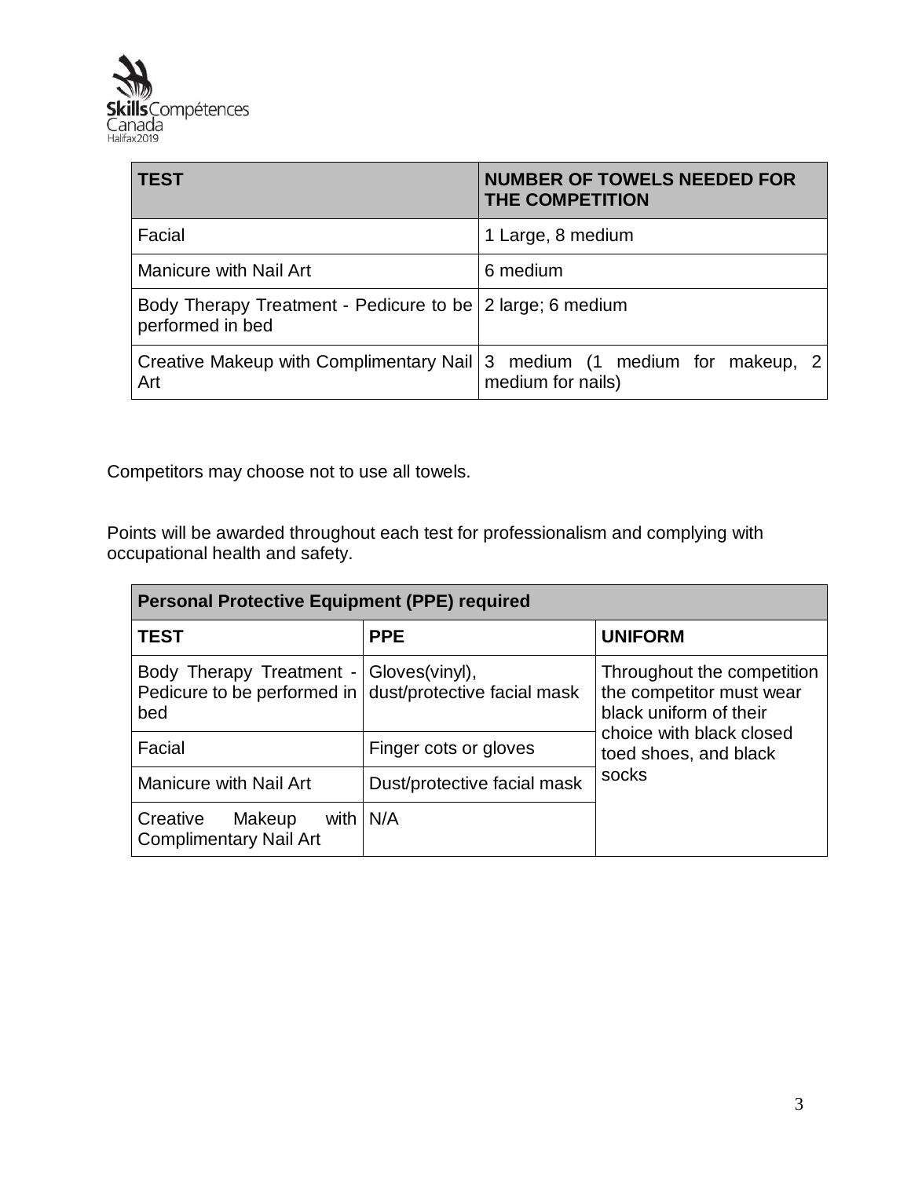| TEST | NUMBER OF TOWELS NEEDED FOR THE COMPETITION |
| --- | --- |
| Facial | 1 Large, 8 medium |
| Manicure with Nail Art | 6 medium |
| Body Therapy Treatment - Pedicure to be performed in bed | 2 large; 6 medium |
| Creative Makeup with Complimentary Nail Art | 3 medium (1 medium for makeup, 2 medium for nails) |

Competitors may choose not to use all towels.

Points will be awarded throughout each test for professionalism and complying with occupational health and safety.

| Personal Protective Equipment (PPE) required | | |
| --- | --- | --- |
| **TEST** | **PPE** | **UNIFORM** |
| Body Therapy Treatment - Pedicure to be performed in bed | Gloves(vinyl), dust/protective facial mask | Throughout the competition the competitor must wear black uniform of their choice with black closed toed shoes, and black socks |
| Facial | Finger cots or gloves | |
| Manicure with Nail Art | Dust/protective facial mask | |
| Creative Makeup with Complimentary Nail Art | N/A | |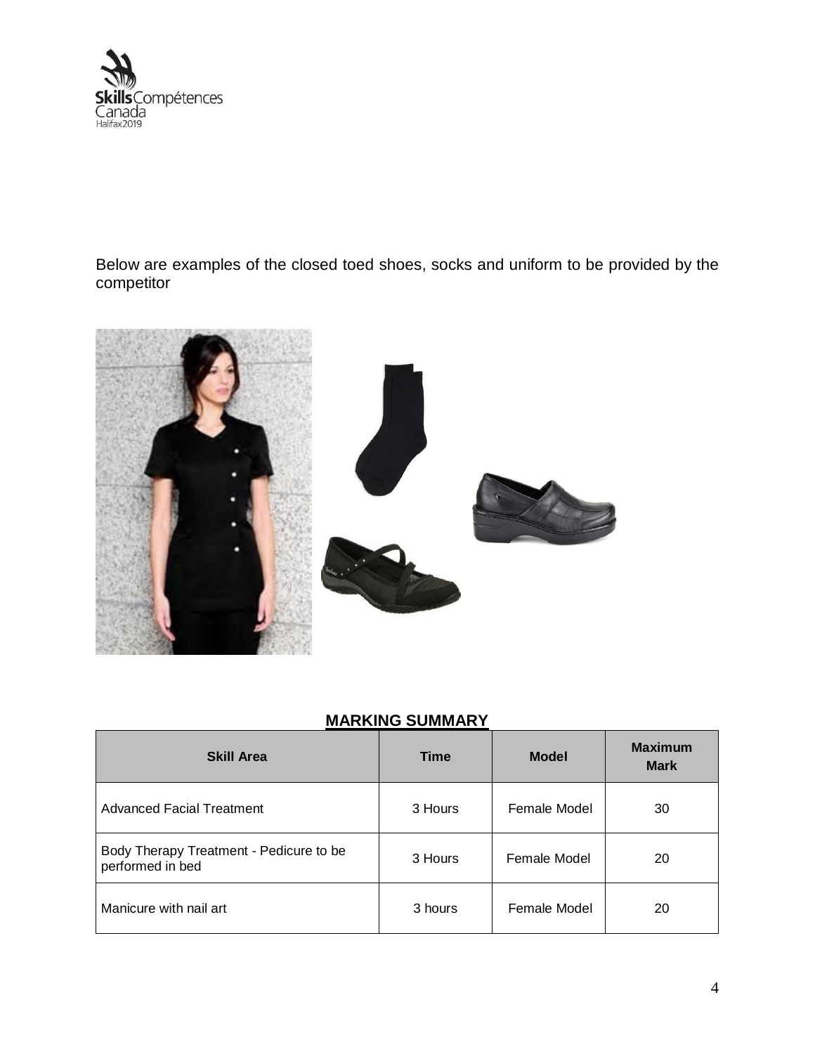Below are examples of the closed toed shoes, socks and uniform to be provided by the competitor

## MARKING SUMMARY

| Skill Area | Time | Model | Maximum Mark |
|---|---|---|---|
| Advanced Facial Treatment | 3 Hours | Female Model | 30 |
| Body Therapy Treatment - Pedicure to be performed in bed | 3 Hours | Female Model | 20 |
| Manicure with nail art | 3 hours | Female Model | 20 |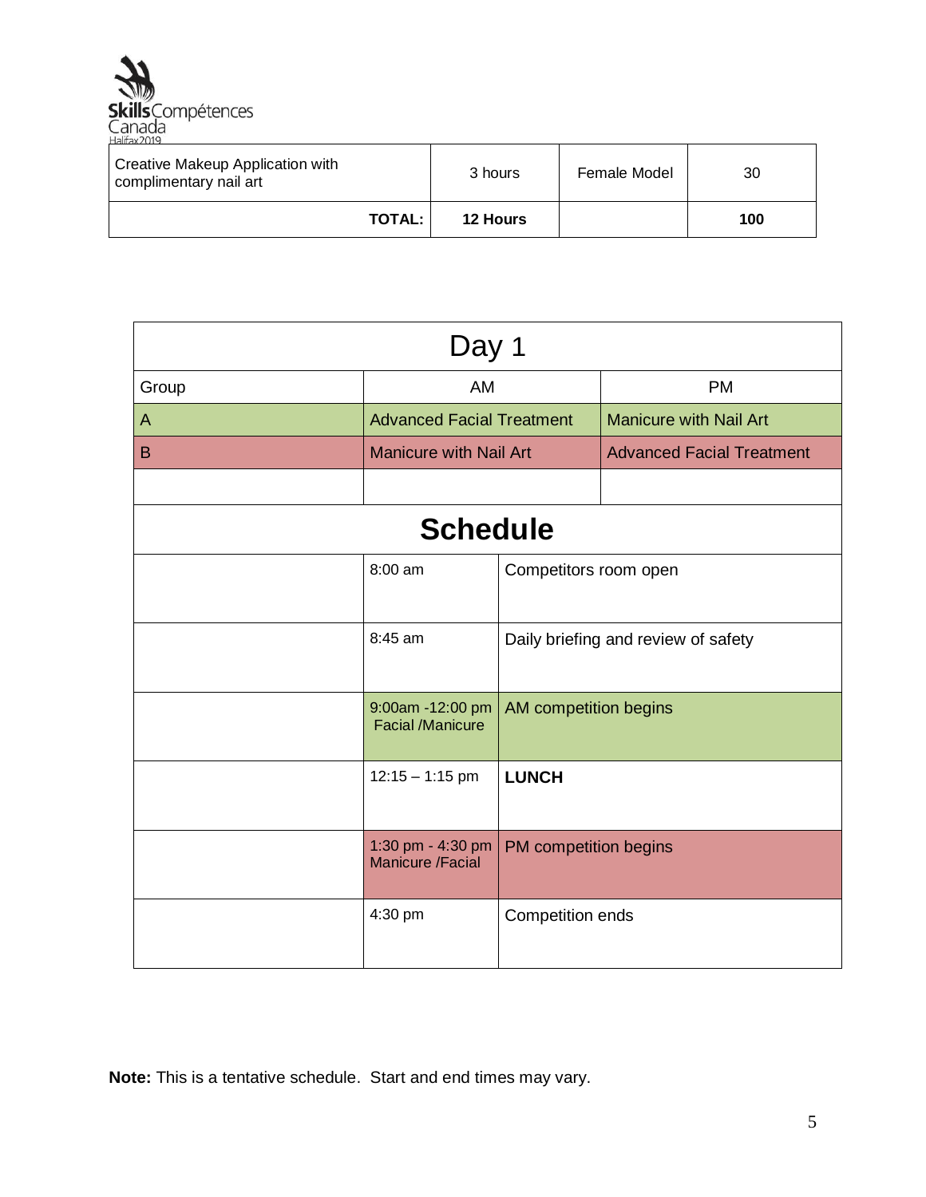| Creative Makeup Application with complimentary nail art | 3 hours | Female Model | 30 |
|---|---|---|---|
| **TOTAL:** | **12 Hours** | | **100** |

| Day 1 | | |
|---|---|---|
| Group | AM | PM |
| A | Advanced Facial Treatment | Manicure with Nail Art |
| B | Manicure with Nail Art | Advanced Facial Treatment |
| | | |

## Schedule

| | | |
|---|---|---|
| | 8:00 am | Competitors room open |
| | 8:45 am | Daily briefing and review of safety |
| | 9:00am -12:00 pm Facial /Manicure | AM competition begins |
| | 12:15 – 1:15 pm | **LUNCH** |
| | 1:30 pm - 4:30 pm Manicure /Facial | PM competition begins |
| | 4:30 pm | Competition ends |

**Note:** This is a tentative schedule. Start and end times may vary.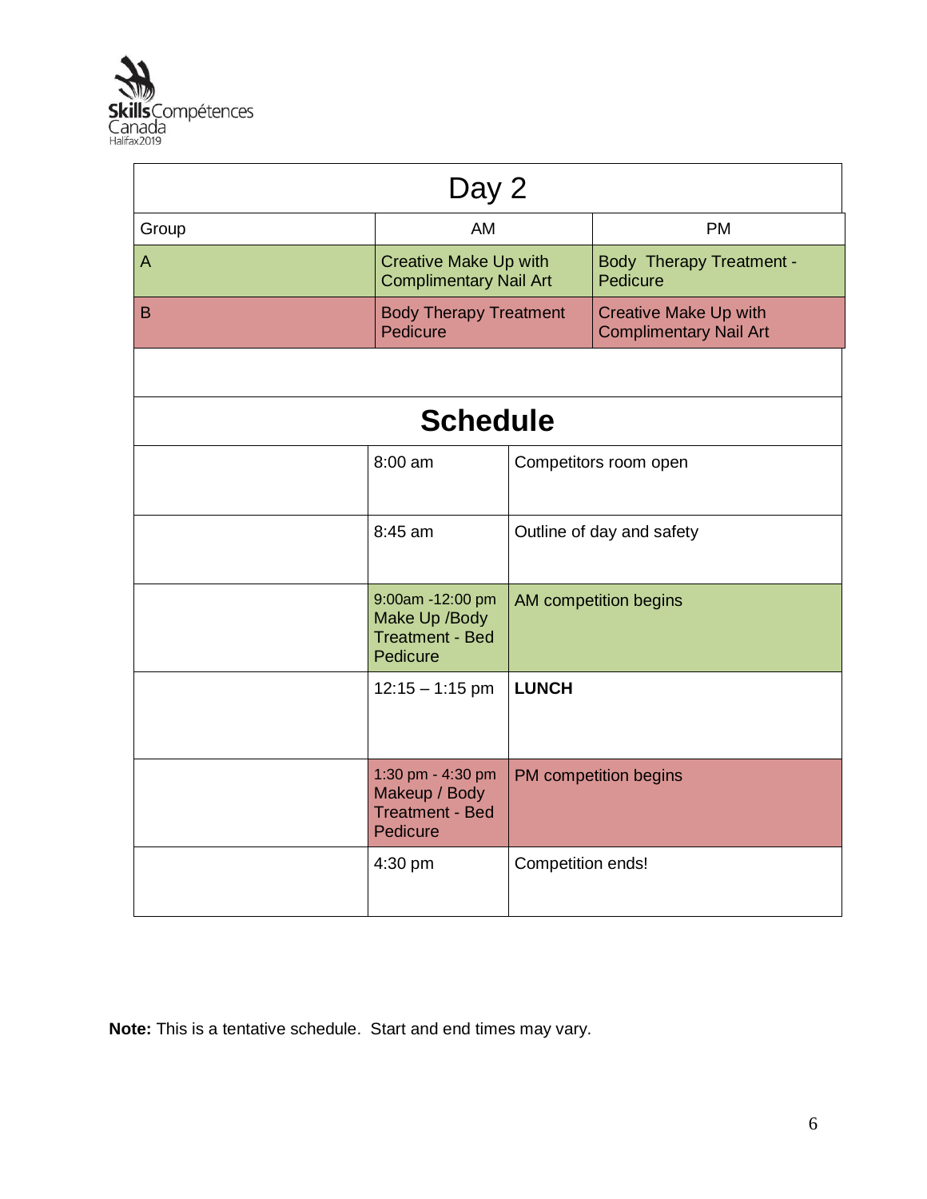## Day 2

| Group | AM | PM |
|---|---|---|
| A | Creative Make Up with Complimentary Nail Art | Body Therapy Treatment - Pedicure |
| B | Body Therapy Treatment Pedicure | Creative Make Up with Complimentary Nail Art |

## Schedule

| | | |
|---|---|---|
| | 8:00 am | Competitors room open |
| | 8:45 am | Outline of day and safety |
| | 9:00am -12:00 pm Make Up /Body Treatment - Bed Pedicure | AM competition begins |
| | 12:15 – 1:15 pm | **LUNCH** |
| | 1:30 pm - 4:30 pm Makeup / Body Treatment - Bed Pedicure | PM competition begins |
| | 4:30 pm | Competition ends! |

**Note:** This is a tentative schedule. Start and end times may vary.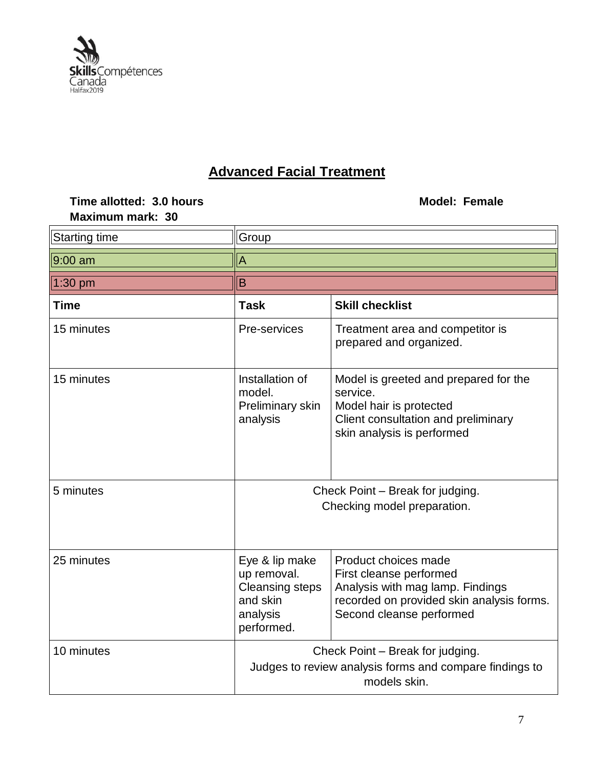## Advanced Facial Treatment

**Time allotted: 3.0 hours** **Model: Female**

**Maximum mark: 30**

| Starting time | Group | |
|---|---|---|
| 9:00 am | A | |
| 1:30 pm | B | |
| **Time** | **Task** | **Skill checklist** |
| 15 minutes | Pre-services | Treatment area and competitor is prepared and organized. |
| 15 minutes | Installation of model. Preliminary skin analysis | Model is greeted and prepared for the service. Model hair is protected Client consultation and preliminary skin analysis is performed |
| 5 minutes | Check Point – Break for judging. Checking model preparation. | |
| 25 minutes | Eye & lip make up removal. Cleansing steps and skin analysis performed. | Product choices made First cleanse performed Analysis with mag lamp. Findings recorded on provided skin analysis forms. Second cleanse performed |
| 10 minutes | Check Point – Break for judging. Judges to review analysis forms and compare findings to models skin. | |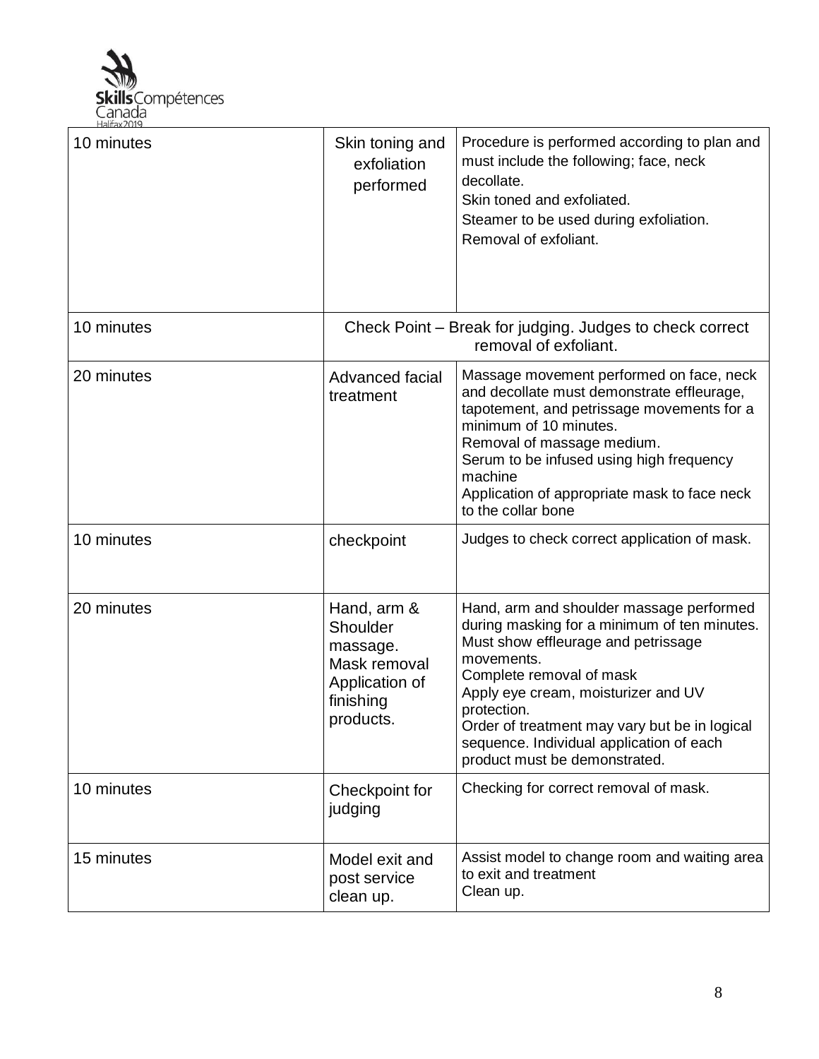| 10 minutes | Skin toning and exfoliation performed | Procedure is performed according to plan and must include the following; face, neck decollate.<br>Skin toned and exfoliated.<br>Steamer to be used during exfoliation.<br>Removal of exfoliant. |
|---|---|---|
| 10 minutes | Check Point – Break for judging. Judges to check correct removal of exfoliant. | |
| 20 minutes | Advanced facial treatment | Massage movement performed on face, neck and decollate must demonstrate effleurage, tapotement, and petrissage movements for a minimum of 10 minutes.<br>Removal of massage medium.<br>Serum to be infused using high frequency machine<br>Application of appropriate mask to face neck to the collar bone |
| 10 minutes | checkpoint | Judges to check correct application of mask. |
| 20 minutes | Hand, arm & Shoulder massage.<br>Mask removal<br>Application of finishing products. | Hand, arm and shoulder massage performed during masking for a minimum of ten minutes. Must show effleurage and petrissage movements.<br>Complete removal of mask<br>Apply eye cream, moisturizer and UV protection.<br>Order of treatment may vary but be in logical sequence. Individual application of each product must be demonstrated. |
| 10 minutes | Checkpoint for judging | Checking for correct removal of mask. |
| 15 minutes | Model exit and post service clean up. | Assist model to change room and waiting area to exit and treatment<br>Clean up. |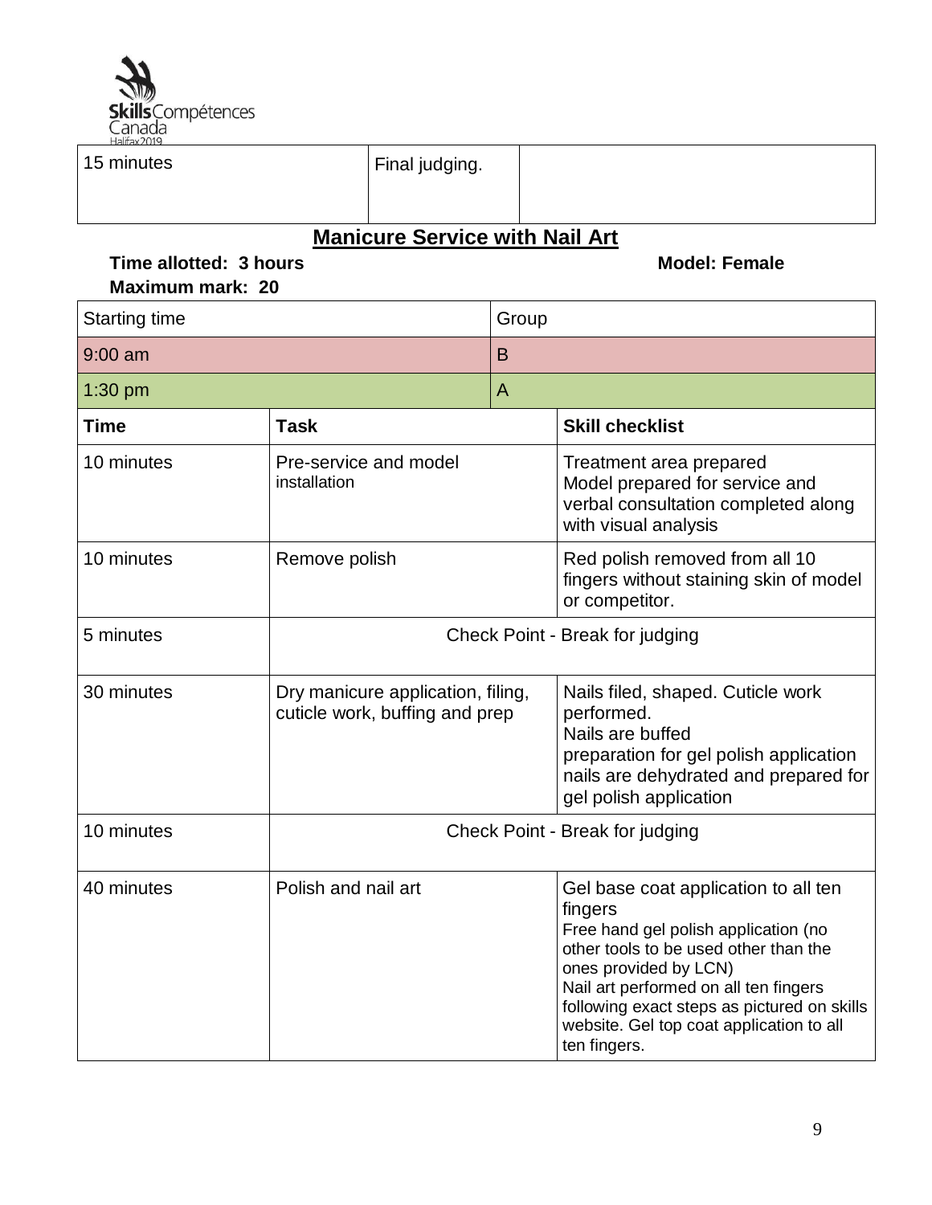| 15 minutes | Final judging. | |
|---|---|---|

## Manicure Service with Nail Art

**Time allotted: 3 hours** **Model: Female**

**Maximum mark: 20**

| Starting time | Group |
|---|---|
| 9:00 am | B |
| 1:30 pm | A |

| **Time** | **Task** | **Skill checklist** |
|---|---|---|
| 10 minutes | Pre-service and model installation | Treatment area prepared<br>Model prepared for service and verbal consultation completed along with visual analysis |
| 10 minutes | Remove polish | Red polish removed from all 10 fingers without staining skin of model or competitor. |
| 5 minutes | Check Point - Break for judging | |
| 30 minutes | Dry manicure application, filing, cuticle work, buffing and prep | Nails filed, shaped. Cuticle work performed.<br>Nails are buffed<br>preparation for gel polish application nails are dehydrated and prepared for gel polish application |
| 10 minutes | Check Point - Break for judging | |
| 40 minutes | Polish and nail art | Gel base coat application to all ten fingers<br>Free hand gel polish application (no other tools to be used other than the ones provided by LCN)<br>Nail art performed on all ten fingers following exact steps as pictured on skills website. Gel top coat application to all ten fingers. |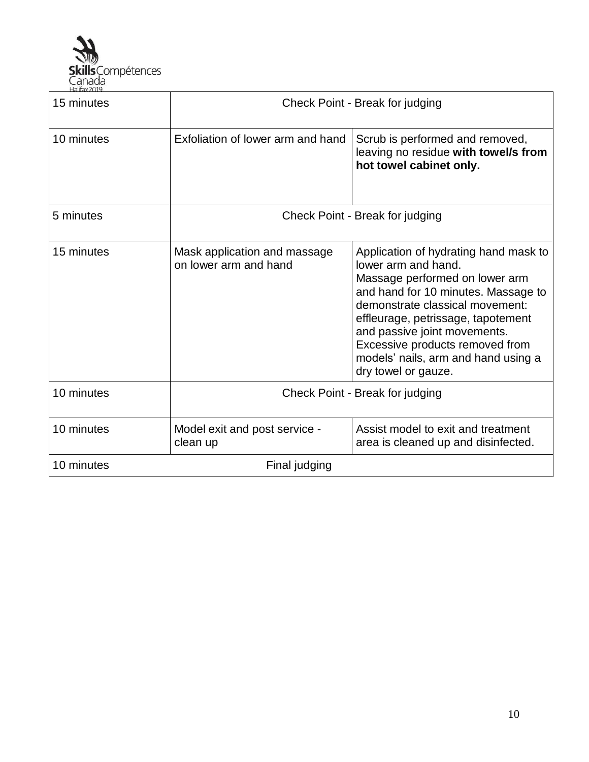| | | |
|---|---|---|
| 15 minutes | Check Point - Break for judging | |
| 10 minutes | Exfoliation of lower arm and hand | Scrub is performed and removed, leaving no residue **with towel/s from hot towel cabinet only.** |
| 5 minutes | Check Point - Break for judging | |
| 15 minutes | Mask application and massage on lower arm and hand | Application of hydrating hand mask to lower arm and hand.<br>Massage performed on lower arm and hand for 10 minutes. Massage to demonstrate classical movement: effleurage, petrissage, tapotement and passive joint movements.<br>Excessive products removed from models' nails, arm and hand using a dry towel or gauze. |
| 10 minutes | Check Point - Break for judging | |
| 10 minutes | Model exit and post service - clean up | Assist model to exit and treatment area is cleaned up and disinfected. |
| 10 minutes | Final judging | |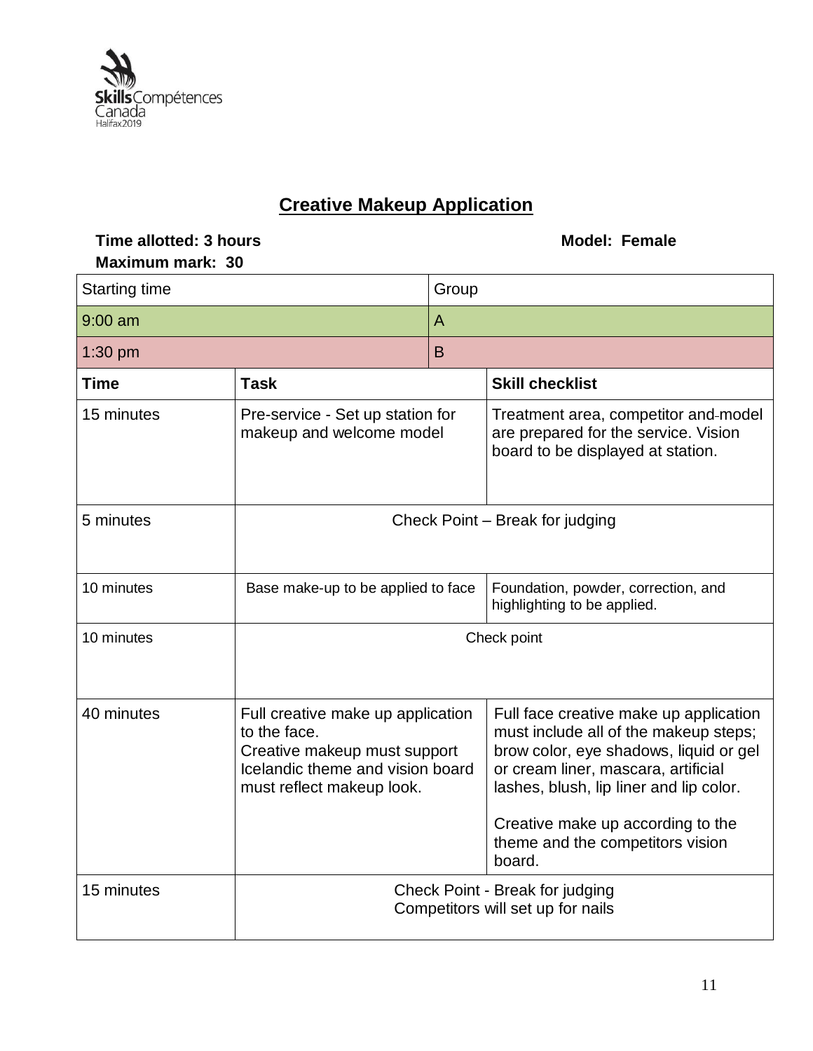## Creative Makeup Application

**Time allotted: 3 hours** **Model: Female**

**Maximum mark: 30**

| Starting time | Group |
|---|---|
| 9:00 am | A |
| 1:30 pm | B |

| Time | Task | Skill checklist |
|---|---|---|
| 15 minutes | Pre-service - Set up station for makeup and welcome model | Treatment area, competitor and model are prepared for the service. Vision board to be displayed at station. |
| 5 minutes | Check Point – Break for judging | |
| 10 minutes | Base make-up to be applied to face | Foundation, powder, correction, and highlighting to be applied. |
| 10 minutes | Check point | |
| 40 minutes | Full creative make up application to the face.<br>Creative makeup must support Icelandic theme and vision board must reflect makeup look. | Full face creative make up application must include all of the makeup steps; brow color, eye shadows, liquid or gel or cream liner, mascara, artificial lashes, blush, lip liner and lip color.<br><br>Creative make up according to the theme and the competitors vision board. |
| 15 minutes | Check Point - Break for judging<br>Competitors will set up for nails | |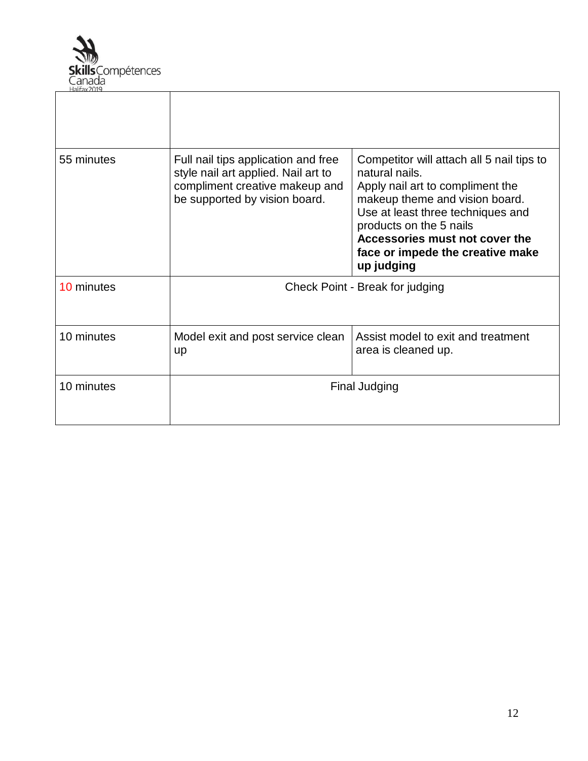| | | |
|---|---|---|
| | | |
| 55 minutes | Full nail tips application and free style nail art applied. Nail art to compliment creative makeup and be supported by vision board. | Competitor will attach all 5 nail tips to natural nails.<br>Apply nail art to compliment the makeup theme and vision board.<br>Use at least three techniques and products on the 5 nails<br>**Accessories must not cover the face or impede the creative make up judging** |
| 10 minutes | Check Point - Break for judging | |
| 10 minutes | Model exit and post service clean up | Assist model to exit and treatment area is cleaned up. |
| 10 minutes | Final Judging | |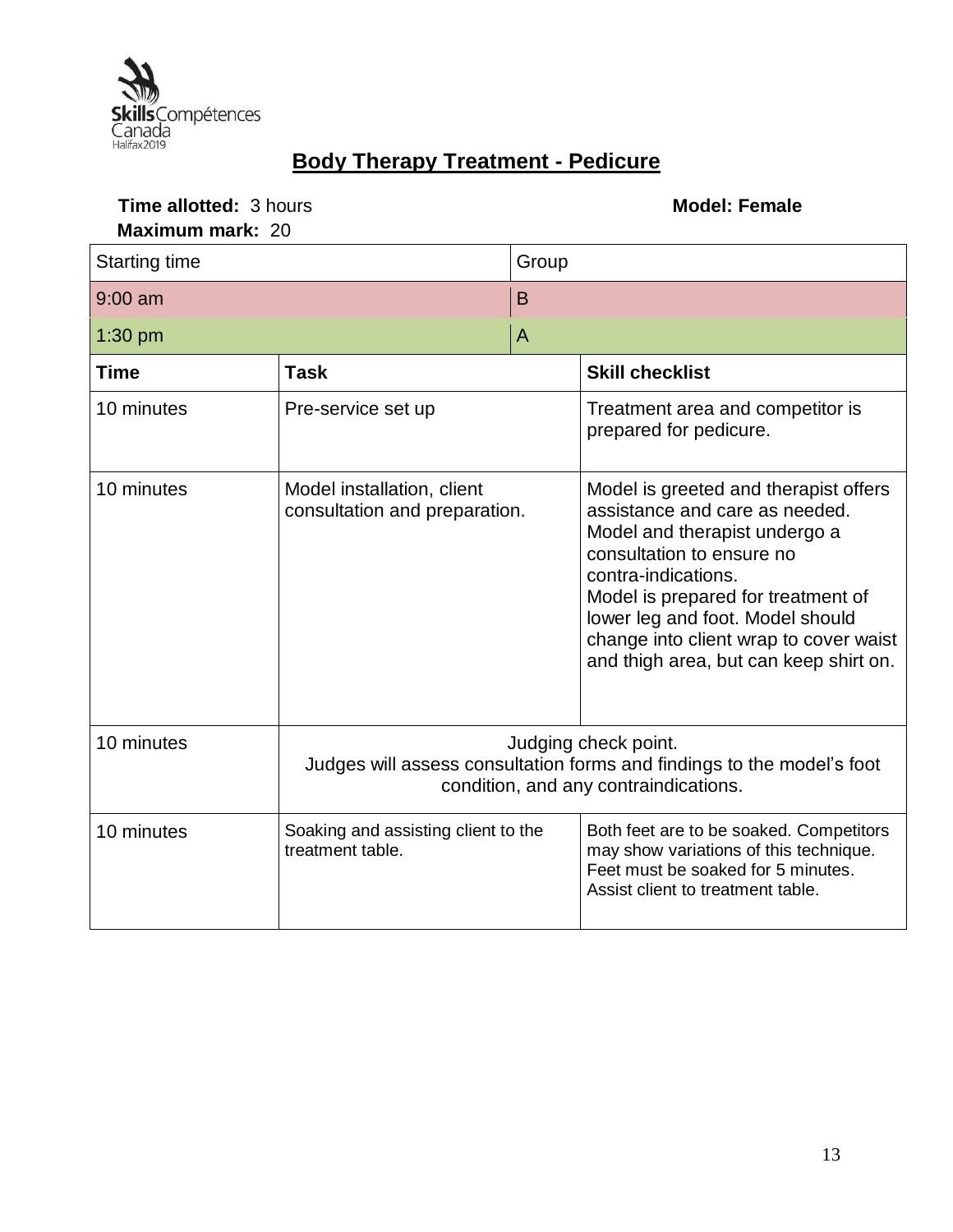## Body Therapy Treatment - Pedicure

**Time allotted:** 3 hours **Model: Female**

**Maximum mark:** 20

| Starting time | Group |
|---|---|
| 9:00 am | B |
| 1:30 pm | A |

| Time | Task | Skill checklist |
|---|---|---|
| 10 minutes | Pre-service set up | Treatment area and competitor is prepared for pedicure. |
| 10 minutes | Model installation, client consultation and preparation. | Model is greeted and therapist offers assistance and care as needed. Model and therapist undergo a consultation to ensure no contra-indications. Model is prepared for treatment of lower leg and foot. Model should change into client wrap to cover waist and thigh area, but can keep shirt on. |
| 10 minutes | Judging check point. Judges will assess consultation forms and findings to the model's foot condition, and any contraindications. | |
| 10 minutes | Soaking and assisting client to the treatment table. | Both feet are to be soaked. Competitors may show variations of this technique. Feet must be soaked for 5 minutes. Assist client to treatment table. |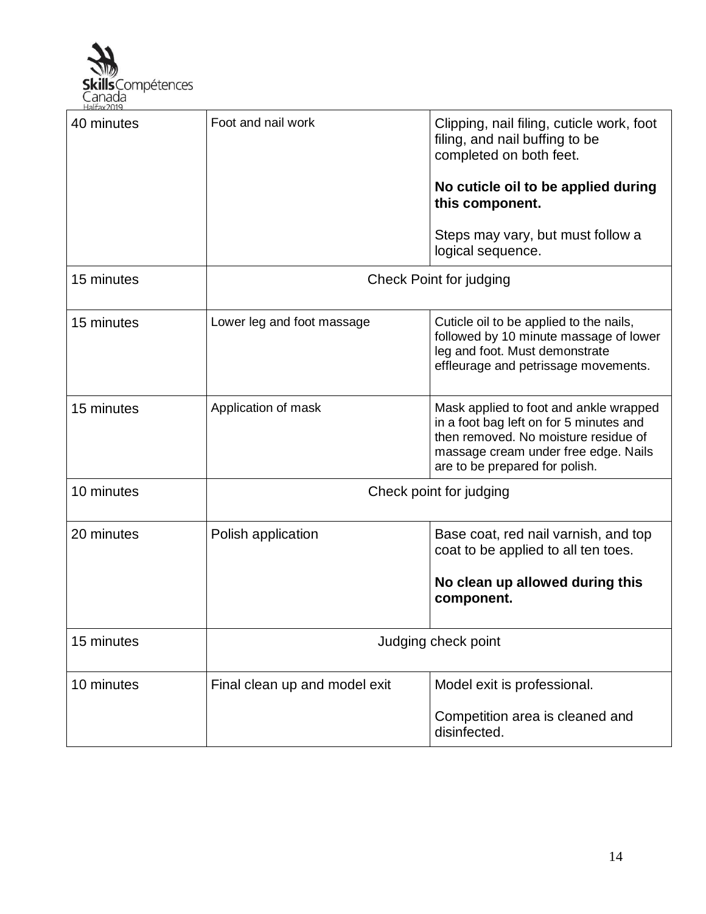| 40 minutes | Foot and nail work | Clipping, nail filing, cuticle work, foot filing, and nail buffing to be completed on both feet.<br><br>**No cuticle oil to be applied during this component.**<br><br>Steps may vary, but must follow a logical sequence. |
|---|---|---|
| 15 minutes | Check Point for judging | |
| 15 minutes | Lower leg and foot massage | Cuticle oil to be applied to the nails, followed by 10 minute massage of lower leg and foot. Must demonstrate effleurage and petrissage movements. |
| 15 minutes | Application of mask | Mask applied to foot and ankle wrapped in a foot bag left on for 5 minutes and then removed. No moisture residue of massage cream under free edge. Nails are to be prepared for polish. |
| 10 minutes | Check point for judging | |
| 20 minutes | Polish application | Base coat, red nail varnish, and top coat to be applied to all ten toes.<br><br>**No clean up allowed during this component.** |
| 15 minutes | Judging check point | |
| 10 minutes | Final clean up and model exit | Model exit is professional.<br><br>Competition area is cleaned and disinfected. |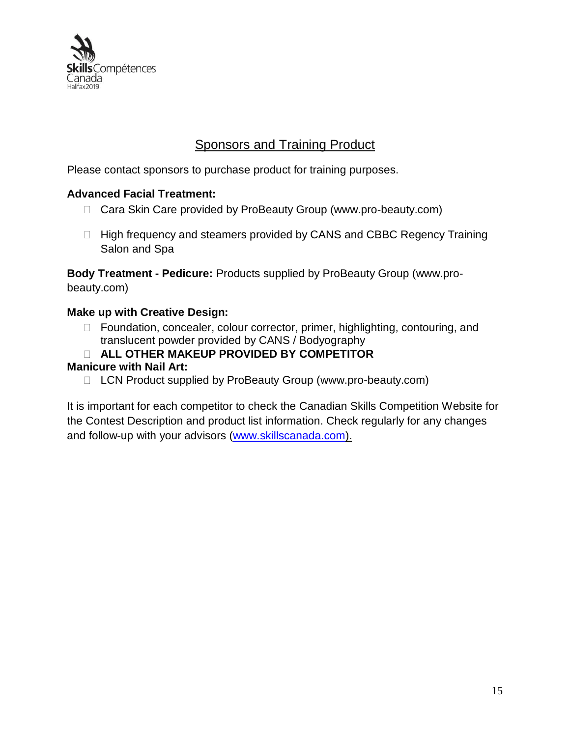## Sponsors and Training Product

Please contact sponsors to purchase product for training purposes.

**Advanced Facial Treatment:**

- Cara Skin Care provided by ProBeauty Group (www.pro-beauty.com)
- High frequency and steamers provided by CANS and CBBC Regency Training Salon and Spa

**Body Treatment - Pedicure:** Products supplied by ProBeauty Group (www.pro-beauty.com)

**Make up with Creative Design:**

- Foundation, concealer, colour corrector, primer, highlighting, contouring, and translucent powder provided by CANS / Bodyography
- **ALL OTHER MAKEUP PROVIDED BY COMPETITOR**

**Manicure with Nail Art:**

- LCN Product supplied by ProBeauty Group (www.pro-beauty.com)

It is important for each competitor to check the Canadian Skills Competition Website for the Contest Description and product list information. Check regularly for any changes and follow-up with your advisors (www.skillscanada.com).